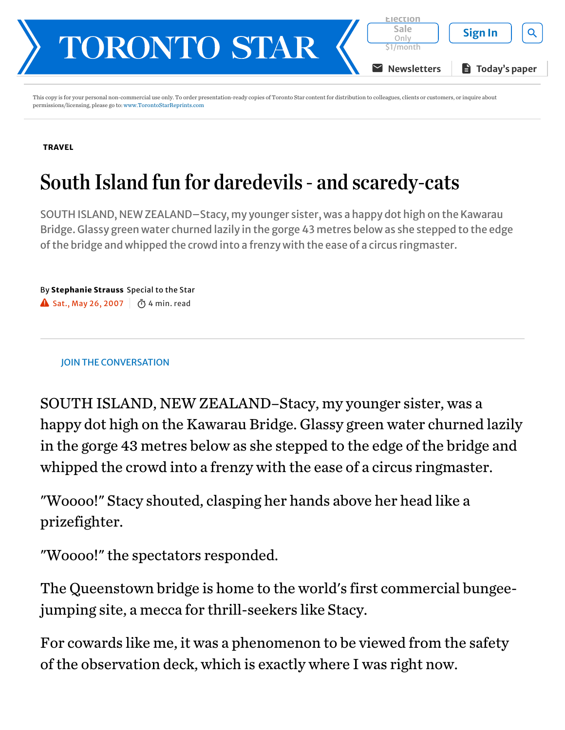TRAVEL

# South Island fun for daredevils - and scaredy-cats

SOUTH ISLAND, NEW ZEALAND–Stacy, my younger sister, was a happy dot high on the Kawarau Bridge. Glassy green water churned lazily in the gorge 43 metres below as she stepped to the edge of the bridge and whipped the crowd into a frenzy with the ease of a circus ringmaster.

By **Stephanie Strauss** Special to the Star

Sat., May 26, 2007 | 4 min. read

JOIN THE CONVERSATION

SOUTH ISLAND, NEW ZEALAND–Stacy, my younger sister, was a happy dot high on the Kawarau Bridge. Glassy green water churned lazily in the gorge 43 metres below as she stepped to the edge of the bridge and whipped the crowd into a frenzy with the ease of a circus ringmaster.

"Woooo!" Stacy shouted, clasping her hands above her head like a prizefighter.

"Woooo!" the spectators responded.

The Queenstown bridge is home to the world's first commercial bungee-jumping site, a mecca for thrill-seekers like Stacy.

For cowards like me, it was a phenomenon to be viewed from the safety of the observation deck, which is exactly where I was right now.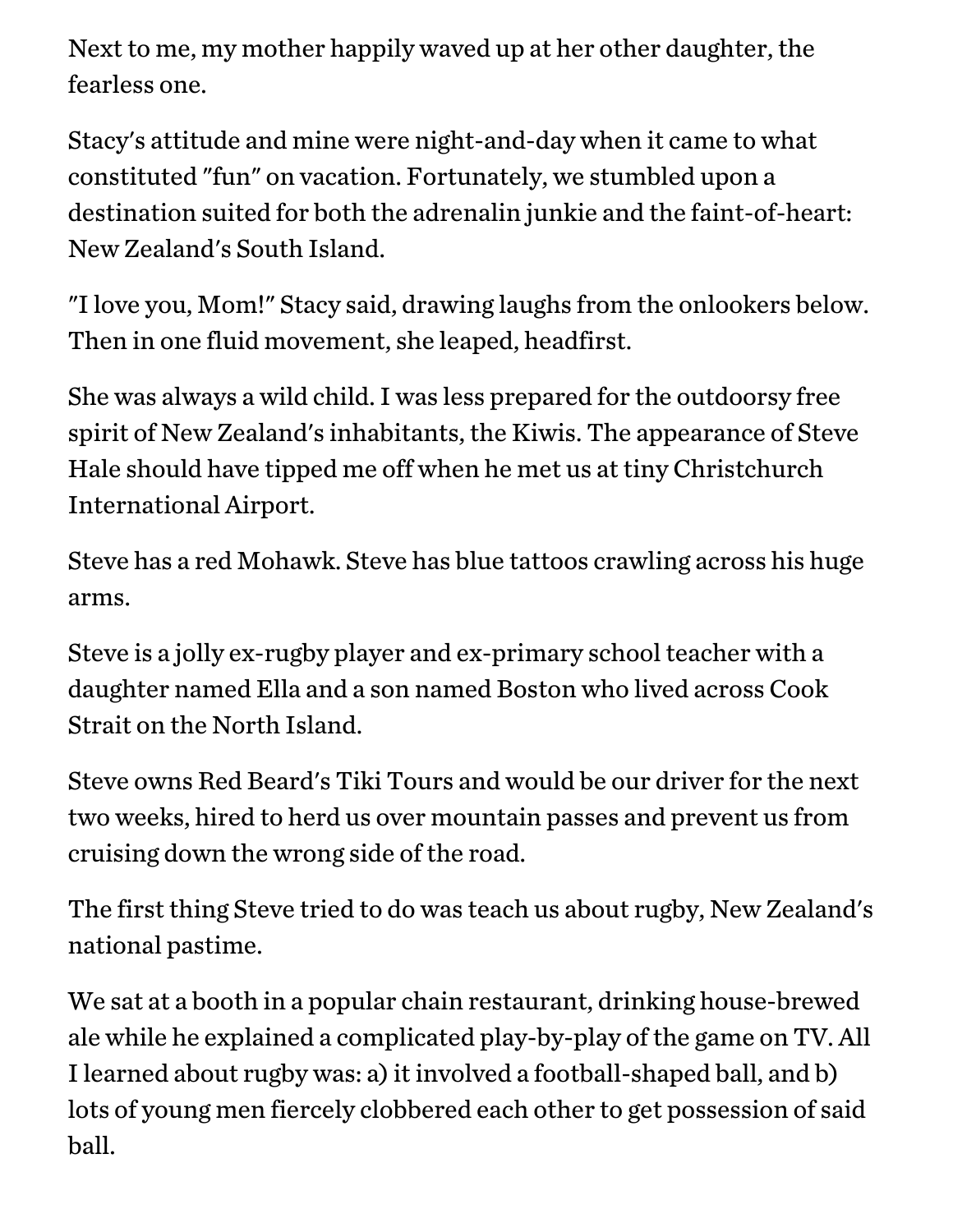Next to me, my mother happily waved up at her other daughter, the fearless one.

Stacy's attitude and mine were night-and-day when it came to what constituted "fun" on vacation. Fortunately, we stumbled upon a destination suited for both the adrenalin junkie and the faint-of-heart: New Zealand's South Island.

"I love you, Mom!" Stacy said, drawing laughs from the onlookers below. Then in one fluid movement, she leaped, headfirst.

She was always a wild child. I was less prepared for the outdoorsy free spirit of New Zealand's inhabitants, the Kiwis. The appearance of Steve Hale should have tipped me off when he met us at tiny Christchurch International Airport.

Steve has a red Mohawk. Steve has blue tattoos crawling across his huge arms.

Steve is a jolly ex-rugby player and ex-primary school teacher with a daughter named Ella and a son named Boston who lived across Cook Strait on the North Island.

Steve owns Red Beard's Tiki Tours and would be our driver for the next two weeks, hired to herd us over mountain passes and prevent us from cruising down the wrong side of the road.

The first thing Steve tried to do was teach us about rugby, New Zealand's national pastime.

We sat at a booth in a popular chain restaurant, drinking house-brewed ale while he explained a complicated play-by-play of the game on TV. All I learned about rugby was: a) it involved a football-shaped ball, and b) lots of young men fiercely clobbered each other to get possession of said ball.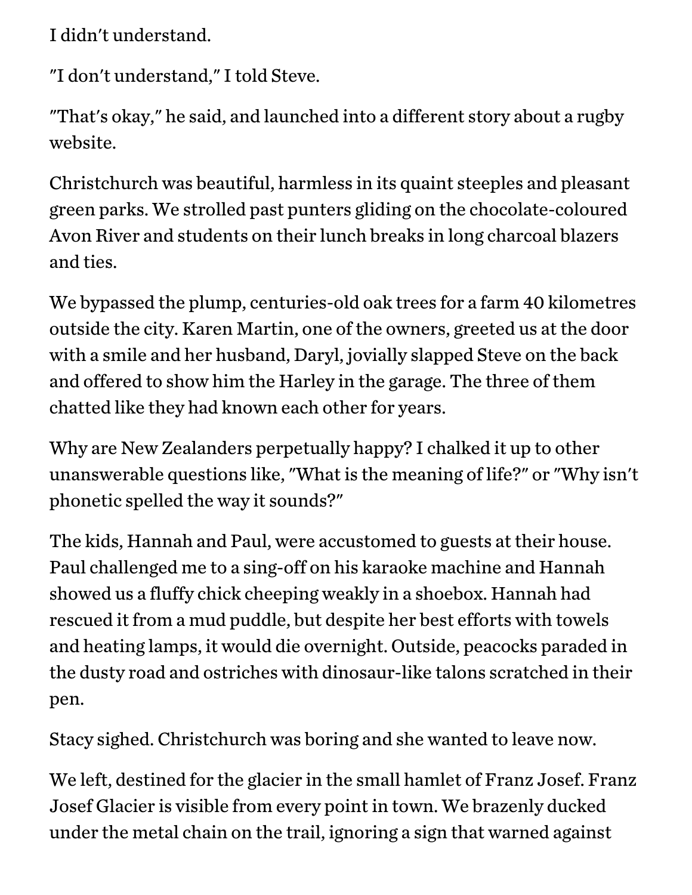I didn't understand.

"I don't understand," I told Steve.

"That's okay," he said, and launched into a different story about a rugby website.

Christchurch was beautiful, harmless in its quaint steeples and pleasant green parks. We strolled past punters gliding on the chocolate-coloured Avon River and students on their lunch breaks in long charcoal blazers and ties.

We bypassed the plump, centuries-old oak trees for a farm 40 kilometres outside the city. Karen Martin, one of the owners, greeted us at the door with a smile and her husband, Daryl, jovially slapped Steve on the back and offered to show him the Harley in the garage. The three of them chatted like they had known each other for years.

Why are New Zealanders perpetually happy? I chalked it up to other unanswerable questions like, "What is the meaning of life?" or "Why isn't phonetic spelled the way it sounds?"

The kids, Hannah and Paul, were accustomed to guests at their house. Paul challenged me to a sing-off on his karaoke machine and Hannah showed us a fluffy chick cheeping weakly in a shoebox. Hannah had rescued it from a mud puddle, but despite her best efforts with towels and heating lamps, it would die overnight. Outside, peacocks paraded in the dusty road and ostriches with dinosaur-like talons scratched in their pen.

Stacy sighed. Christchurch was boring and she wanted to leave now.

We left, destined for the glacier in the small hamlet of Franz Josef. Franz Josef Glacier is visible from every point in town. We brazenly ducked under the metal chain on the trail, ignoring a sign that warned against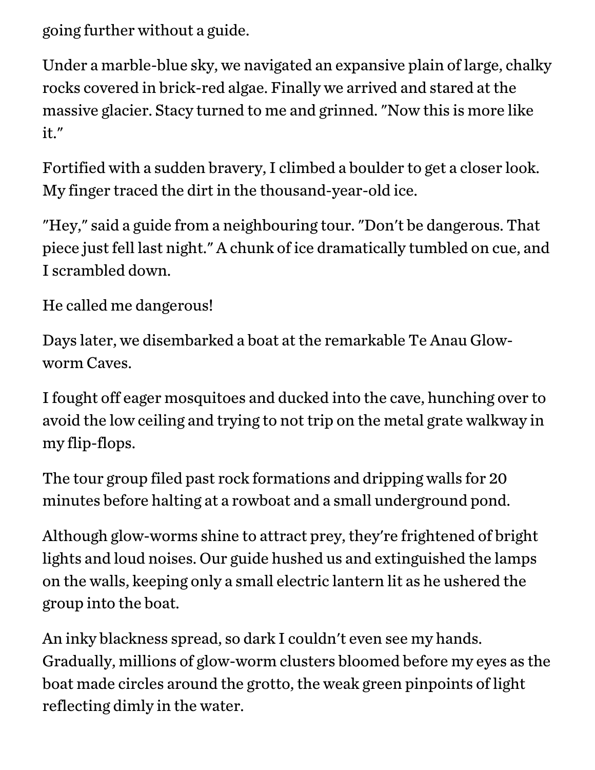going further without a guide.

Under a marble-blue sky, we navigated an expansive plain of large, chalky rocks covered in brick-red algae. Finally we arrived and stared at the massive glacier. Stacy turned to me and grinned. "Now this is more like it."

Fortified with a sudden bravery, I climbed a boulder to get a closer look. My finger traced the dirt in the thousand-year-old ice.

"Hey," said a guide from a neighbouring tour. "Don't be dangerous. That piece just fell last night." A chunk of ice dramatically tumbled on cue, and I scrambled down.

He called me dangerous!

Days later, we disembarked a boat at the remarkable Te Anau Glow-worm Caves.

I fought off eager mosquitoes and ducked into the cave, hunching over to avoid the low ceiling and trying to not trip on the metal grate walkway in my flip-flops.

The tour group filed past rock formations and dripping walls for 20 minutes before halting at a rowboat and a small underground pond.

Although glow-worms shine to attract prey, they're frightened of bright lights and loud noises. Our guide hushed us and extinguished the lamps on the walls, keeping only a small electric lantern lit as he ushered the group into the boat.

An inky blackness spread, so dark I couldn't even see my hands. Gradually, millions of glow-worm clusters bloomed before my eyes as the boat made circles around the grotto, the weak green pinpoints of light reflecting dimly in the water.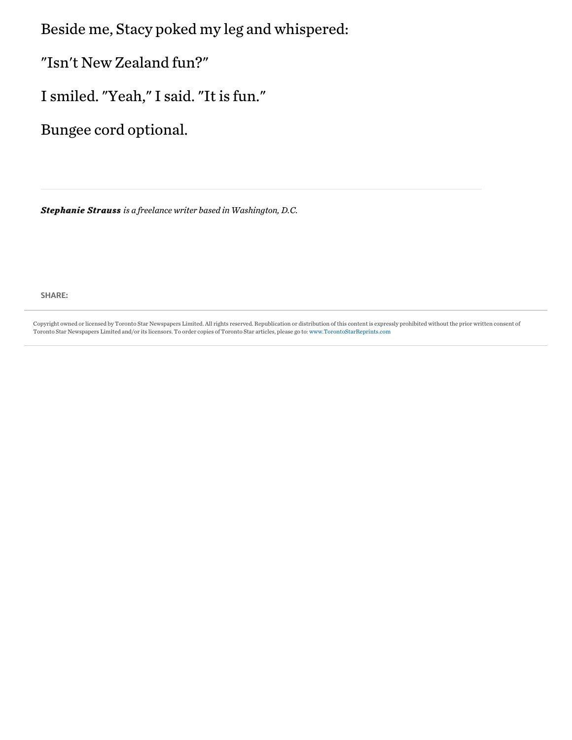Beside me, Stacy poked my leg and whispered:

"Isn't New Zealand fun?"

I smiled. "Yeah," I said. "It is fun."

Bungee cord optional.

---

***Stephanie Strauss*** *is a freelance writer based in Washington, D.C.*

SHARE:

Copyright owned or licensed by Toronto Star Newspapers Limited. All rights reserved. Republication or distribution of this content is expressly prohibited without the prior written consent of Toronto Star Newspapers Limited and/or its licensors. To order copies of Toronto Star articles, please go to: www.TorontoStarReprints.com